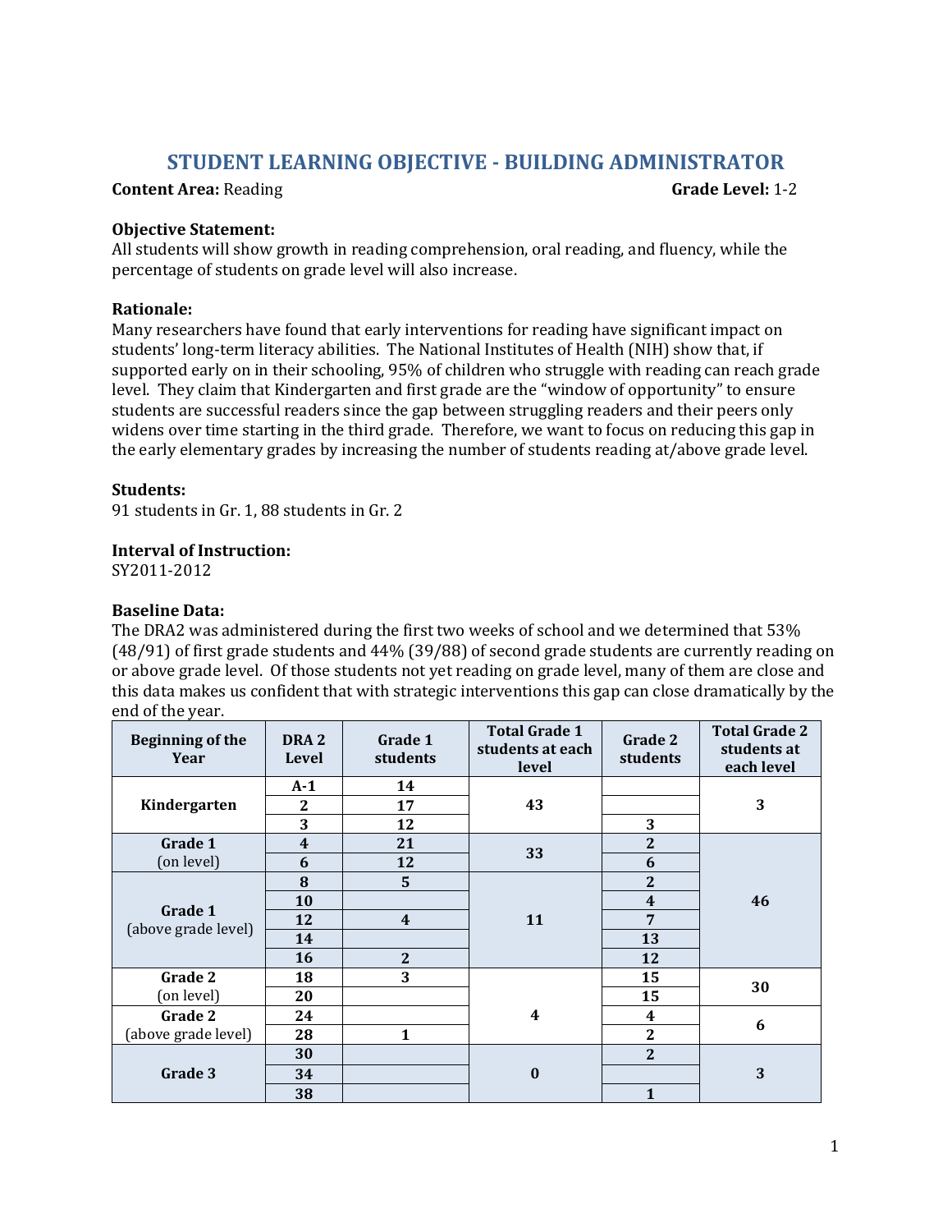# STUDENT LEARNING OBJECTIVE - BUILDING ADMINISTRATOR

**Content Area:** Reading **Grade Level:** 1-2

**Objective Statement:**
All students will show growth in reading comprehension, oral reading, and fluency, while the percentage of students on grade level will also increase.

**Rationale:**
Many researchers have found that early interventions for reading have significant impact on students' long-term literacy abilities. The National Institutes of Health (NIH) show that, if supported early on in their schooling, 95% of children who struggle with reading can reach grade level. They claim that Kindergarten and first grade are the "window of opportunity" to ensure students are successful readers since the gap between struggling readers and their peers only widens over time starting in the third grade. Therefore, we want to focus on reducing this gap in the early elementary grades by increasing the number of students reading at/above grade level.

**Students:**
91 students in Gr. 1, 88 students in Gr. 2

**Interval of Instruction:**
SY2011-2012

**Baseline Data:**
The DRA2 was administered during the first two weeks of school and we determined that 53% (48/91) of first grade students and 44% (39/88) of second grade students are currently reading on or above grade level. Of those students not yet reading on grade level, many of them are close and this data makes us confident that with strategic interventions this gap can close dramatically by the end of the year.

| Beginning of the Year | DRA 2 Level | Grade 1 students | Total Grade 1 students at each level | Grade 2 students | Total Grade 2 students at each level |
|---|---|---|---|---|---|
| Kindergarten | A-1 | 14 | 43 | | 3 |
| | 2 | 17 | | | |
| | 3 | 12 | | 3 | |
| Grade 1 (on level) | 4 | 21 | 33 | 2 | 46 |
| | 6 | 12 | | 6 | |
| Grade 1 (above grade level) | 8 | 5 | 11 | 2 | |
| | 10 | | | 4 | |
| | 12 | 4 | | 7 | |
| | 14 | | | 13 | |
| | 16 | 2 | | 12 | |
| Grade 2 (on level) | 18 | 3 | 4 | 15 | 30 |
| | 20 | | | 15 | |
| Grade 2 (above grade level) | 24 | | | 4 | 6 |
| | 28 | 1 | | 2 | |
| Grade 3 | 30 | | 0 | 2 | 3 |
| | 34 | | | | |
| | 38 | | | 1 | |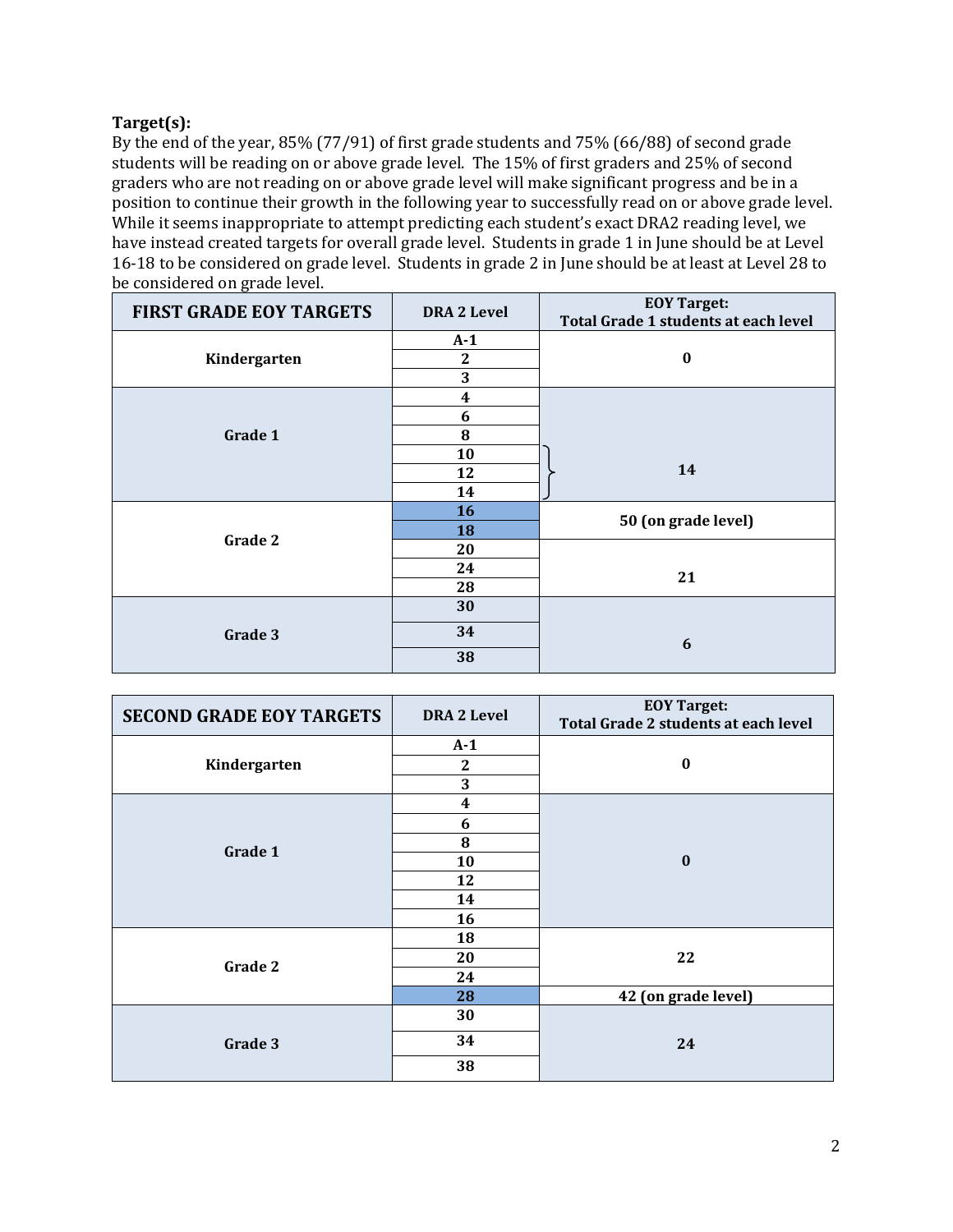**Target(s):**

By the end of the year, 85% (77/91) of first grade students and 75% (66/88) of second grade students will be reading on or above grade level. The 15% of first graders and 25% of second graders who are not reading on or above grade level will make significant progress and be in a position to continue their growth in the following year to successfully read on or above grade level. While it seems inappropriate to attempt predicting each student's exact DRA2 reading level, we have instead created targets for overall grade level. Students in grade 1 in June should be at Level 16-18 to be considered on grade level. Students in grade 2 in June should be at least at Level 28 to be considered on grade level.

| FIRST GRADE EOY TARGETS | DRA 2 Level | EOY Target: Total Grade 1 students at each level |
|---|---|---|
| Kindergarten | A-1 | 0 |
| | 2 | |
| | 3 | |
| Grade 1 | 4 | |
| | 6 | |
| | 8 | |
| | 10 | 14 |
| | 12 | |
| | 14 | |
| Grade 2 | 16 | 50 (on grade level) |
| | 18 | |
| | 20 | 21 |
| | 24 | |
| | 28 | |
| Grade 3 | 30 | 6 |
| | 34 | |
| | 38 | |

| SECOND GRADE EOY TARGETS | DRA 2 Level | EOY Target: Total Grade 2 students at each level |
|---|---|---|
| Kindergarten | A-1 | 0 |
| | 2 | |
| | 3 | |
| Grade 1 | 4 | 0 |
| | 6 | |
| | 8 | |
| | 10 | |
| | 12 | |
| | 14 | |
| | 16 | |
| Grade 2 | 18 | 22 |
| | 20 | |
| | 24 | |
| | 28 | 42 (on grade level) |
| Grade 3 | 30 | 24 |
| | 34 | |
| | 38 | |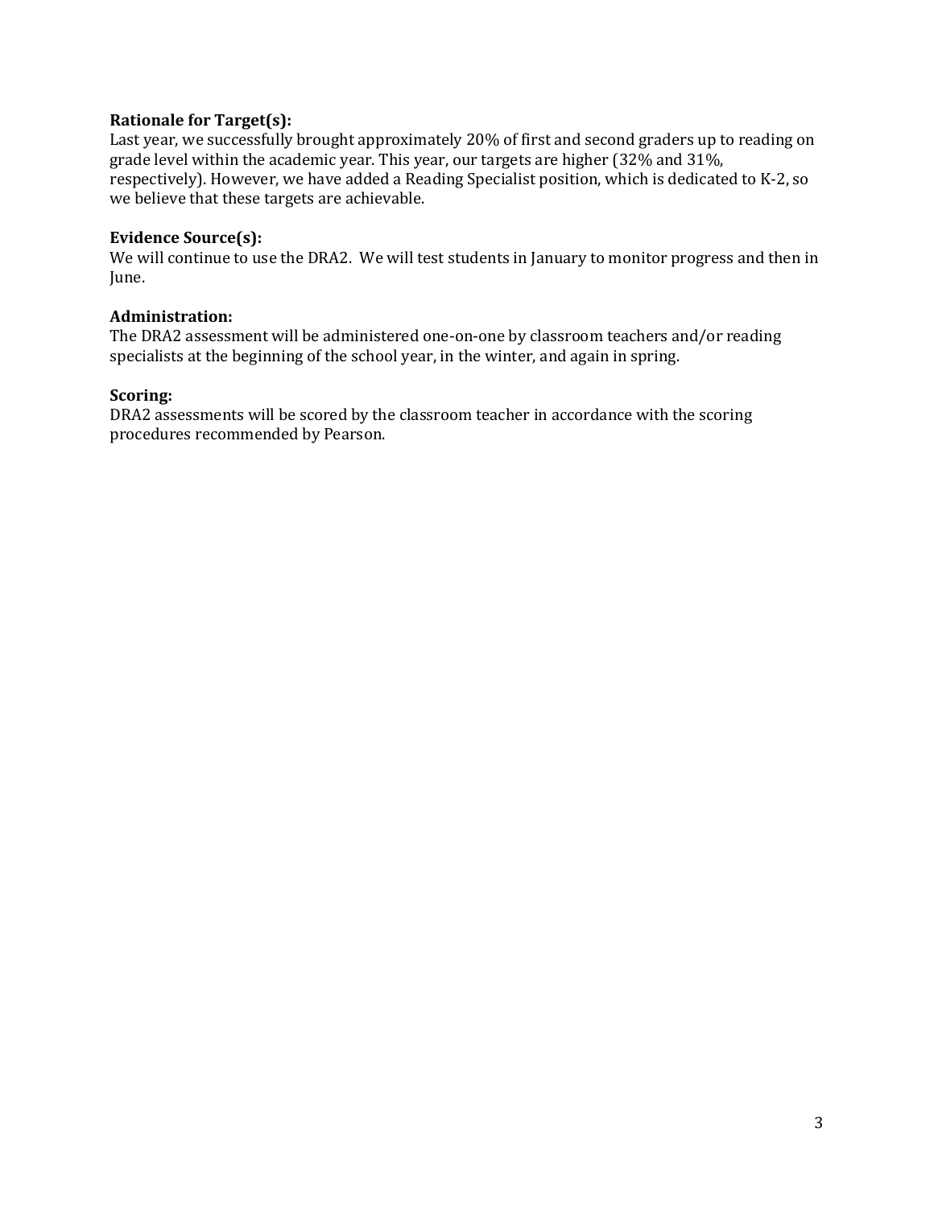**Rationale for Target(s):**
Last year, we successfully brought approximately 20% of first and second graders up to reading on grade level within the academic year. This year, our targets are higher (32% and 31%, respectively). However, we have added a Reading Specialist position, which is dedicated to K-2, so we believe that these targets are achievable.

**Evidence Source(s):**
We will continue to use the DRA2. We will test students in January to monitor progress and then in June.

**Administration:**
The DRA2 assessment will be administered one-on-one by classroom teachers and/or reading specialists at the beginning of the school year, in the winter, and again in spring.

**Scoring:**
DRA2 assessments will be scored by the classroom teacher in accordance with the scoring procedures recommended by Pearson.